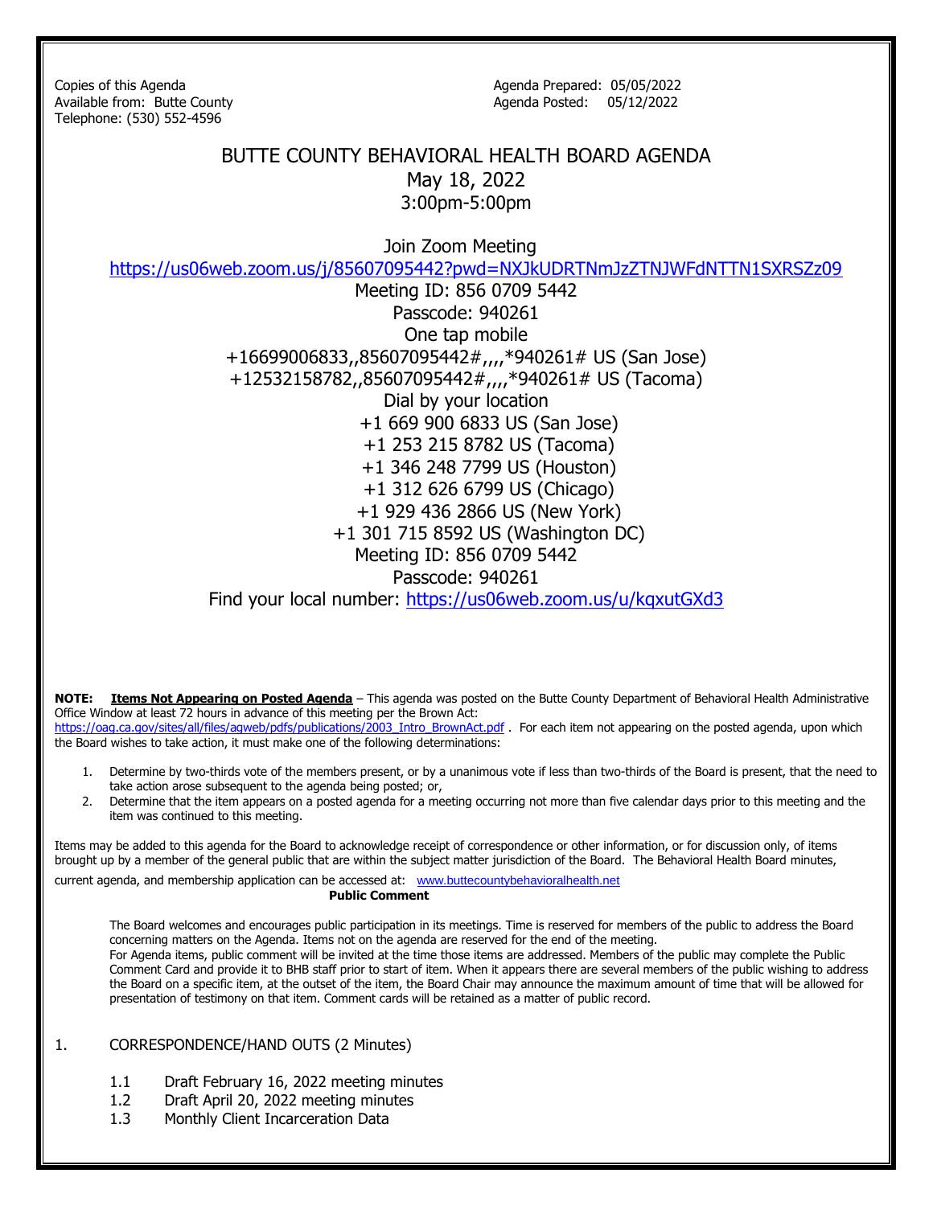Copies of this Agenda
Available from: Butte County
Telephone: (530) 552-4596

Agenda Prepared: 05/05/2022
Agenda Posted: 05/12/2022

# BUTTE COUNTY BEHAVIORAL HEALTH BOARD AGENDA

May 18, 2022
3:00pm-5:00pm

Join Zoom Meeting
https://us06web.zoom.us/j/85607095442?pwd=NXJkUDRTNmJzZTNJWFdNTTN1SXRSZz09
Meeting ID: 856 0709 5442
Passcode: 940261
One tap mobile
+16699006833,,85607095442#,,,,*940261# US (San Jose)
+12532158782,,85607095442#,,,,*940261# US (Tacoma)
Dial by your location
+1 669 900 6833 US (San Jose)
+1 253 215 8782 US (Tacoma)
+1 346 248 7799 US (Houston)
+1 312 626 6799 US (Chicago)
+1 929 436 2866 US (New York)
+1 301 715 8592 US (Washington DC)
Meeting ID: 856 0709 5442
Passcode: 940261
Find your local number: https://us06web.zoom.us/u/kqxutGXd3

**NOTE:** **Items Not Appearing on Posted Agenda** – This agenda was posted on the Butte County Department of Behavioral Health Administrative Office Window at least 72 hours in advance of this meeting per the Brown Act: https://oag.ca.gov/sites/all/files/agweb/pdfs/publications/2003_Intro_BrownAct.pdf . For each item not appearing on the posted agenda, upon which the Board wishes to take action, it must make one of the following determinations:

1. Determine by two-thirds vote of the members present, or by a unanimous vote if less than two-thirds of the Board is present, that the need to take action arose subsequent to the agenda being posted; or,
2. Determine that the item appears on a posted agenda for a meeting occurring not more than five calendar days prior to this meeting and the item was continued to this meeting.

Items may be added to this agenda for the Board to acknowledge receipt of correspondence or other information, or for discussion only, of items brought up by a member of the general public that are within the subject matter jurisdiction of the Board. The Behavioral Health Board minutes, current agenda, and membership application can be accessed at: www.buttecountybehavioralhealth.net

**Public Comment**

The Board welcomes and encourages public participation in its meetings. Time is reserved for members of the public to address the Board concerning matters on the Agenda. Items not on the agenda are reserved for the end of the meeting.
For Agenda items, public comment will be invited at the time those items are addressed. Members of the public may complete the Public Comment Card and provide it to BHB staff prior to start of item. When it appears there are several members of the public wishing to address the Board on a specific item, at the outset of the item, the Board Chair may announce the maximum amount of time that will be allowed for presentation of testimony on that item. Comment cards will be retained as a matter of public record.

1. CORRESPONDENCE/HAND OUTS (2 Minutes)

   1.1 Draft February 16, 2022 meeting minutes
   1.2 Draft April 20, 2022 meeting minutes
   1.3 Monthly Client Incarceration Data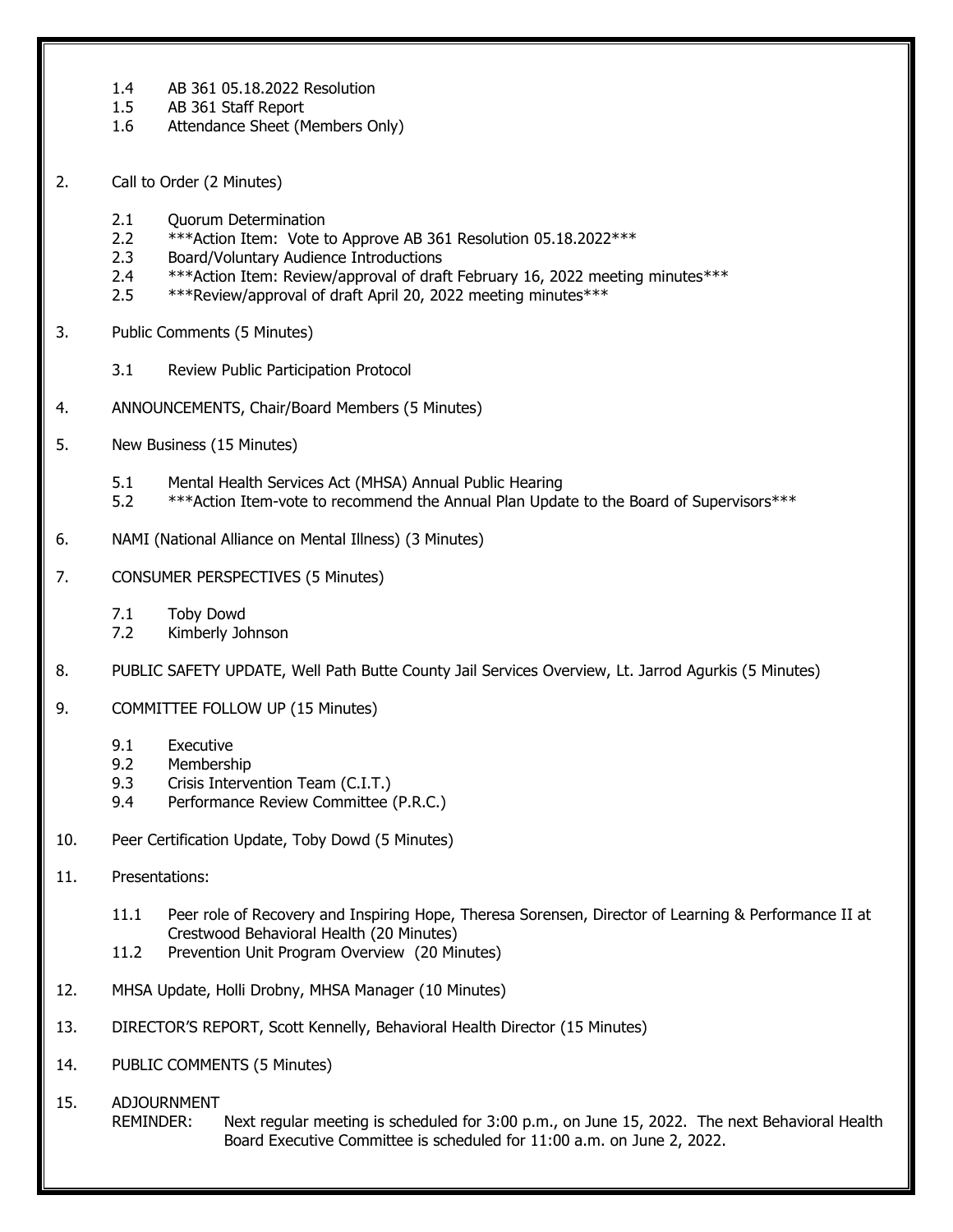1.4 AB 361 05.18.2022 Resolution
1.5 AB 361 Staff Report
1.6 Attendance Sheet (Members Only)

2. Call to Order (2 Minutes)

   2.1 Quorum Determination
   2.2 ***Action Item: Vote to Approve AB 361 Resolution 05.18.2022***
   2.3 Board/Voluntary Audience Introductions
   2.4 ***Action Item: Review/approval of draft February 16, 2022 meeting minutes***
   2.5 ***Review/approval of draft April 20, 2022 meeting minutes***

3. Public Comments (5 Minutes)

   3.1 Review Public Participation Protocol

4. ANNOUNCEMENTS, Chair/Board Members (5 Minutes)

5. New Business (15 Minutes)

   5.1 Mental Health Services Act (MHSA) Annual Public Hearing
   5.2 ***Action Item-vote to recommend the Annual Plan Update to the Board of Supervisors***

6. NAMI (National Alliance on Mental Illness) (3 Minutes)

7. CONSUMER PERSPECTIVES (5 Minutes)

   7.1 Toby Dowd
   7.2 Kimberly Johnson

8. PUBLIC SAFETY UPDATE, Well Path Butte County Jail Services Overview, Lt. Jarrod Agurkis (5 Minutes)

9. COMMITTEE FOLLOW UP (15 Minutes)

   9.1 Executive
   9.2 Membership
   9.3 Crisis Intervention Team (C.I.T.)
   9.4 Performance Review Committee (P.R.C.)

10. Peer Certification Update, Toby Dowd (5 Minutes)

11. Presentations:

   11.1 Peer role of Recovery and Inspiring Hope, Theresa Sorensen, Director of Learning & Performance II at Crestwood Behavioral Health (20 Minutes)
   11.2 Prevention Unit Program Overview (20 Minutes)

12. MHSA Update, Holli Drobny, MHSA Manager (10 Minutes)

13. DIRECTOR'S REPORT, Scott Kennelly, Behavioral Health Director (15 Minutes)

14. PUBLIC COMMENTS (5 Minutes)

15. ADJOURNMENT

    REMINDER: Next regular meeting is scheduled for 3:00 p.m., on June 15, 2022. The next Behavioral Health Board Executive Committee is scheduled for 11:00 a.m. on June 2, 2022.